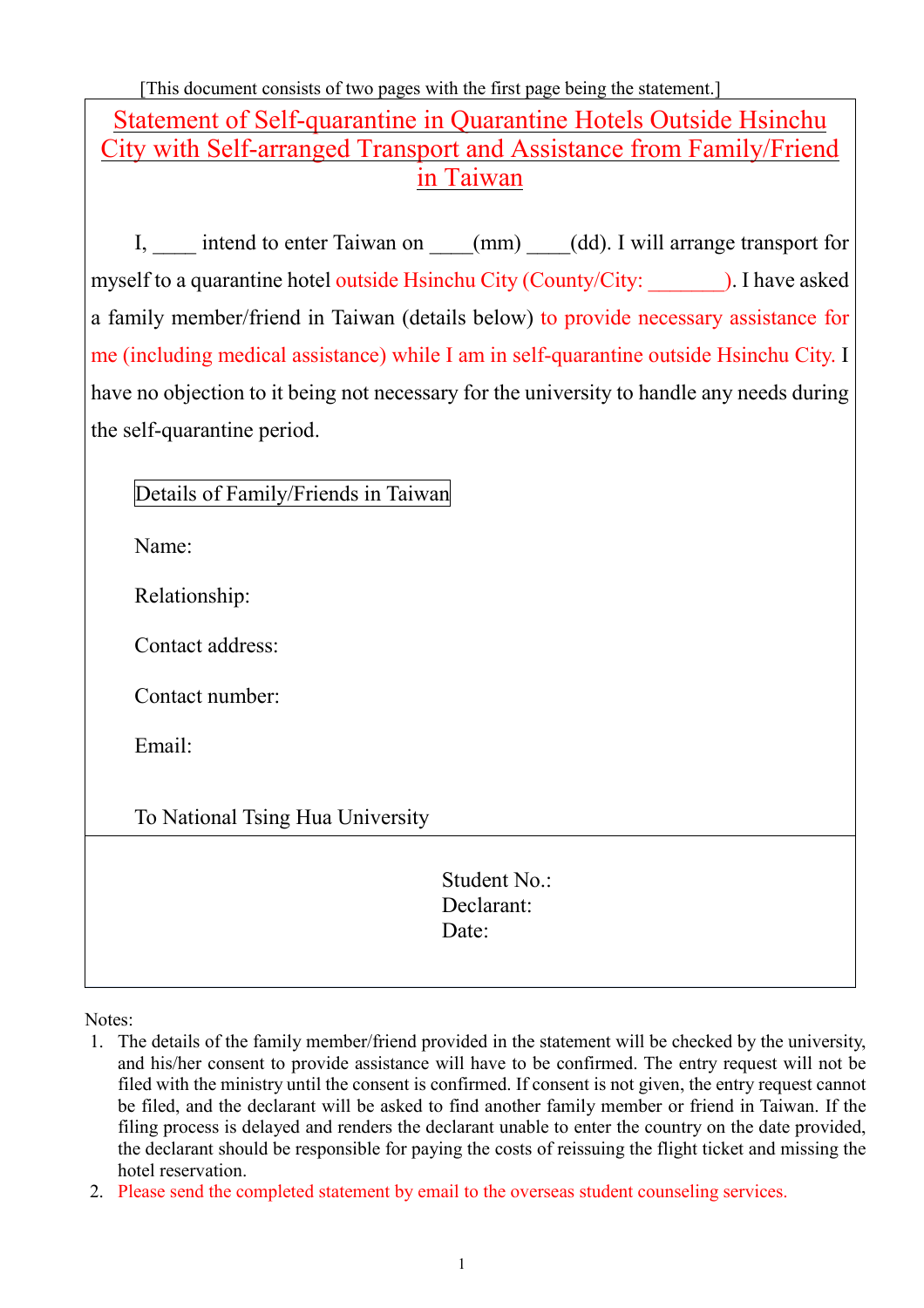[This document consists of two pages with the first page being the statement.]

# Statement of Self-quarantine in Quarantine Hotels Outside Hsinchu City with Self-arranged Transport and Assistance from Family/Friend in Taiwan

I, ____ intend to enter Taiwan on ____(mm) ____(dd). I will arrange transport for myself to a quarantine hotel outside Hsinchu City (County/City: _______). I have asked a family member/friend in Taiwan (details below) to provide necessary assistance for me (including medical assistance) while I am in self-quarantine outside Hsinchu City. I have no objection to it being not necessary for the university to handle any needs during the self-quarantine period.

**Details of Family/Friends in Taiwan**

Name:

Relationship:

Contact address:

Contact number:

Email:

To National Tsing Hua University

Student No.:
Declarant:
Date:

Notes:

1. The details of the family member/friend provided in the statement will be checked by the university, and his/her consent to provide assistance will have to be confirmed. The entry request will not be filed with the ministry until the consent is confirmed. If consent is not given, the entry request cannot be filed, and the declarant will be asked to find another family member or friend in Taiwan. If the filing process is delayed and renders the declarant unable to enter the country on the date provided, the declarant should be responsible for paying the costs of reissuing the flight ticket and missing the hotel reservation.
2. Please send the completed statement by email to the overseas student counseling services.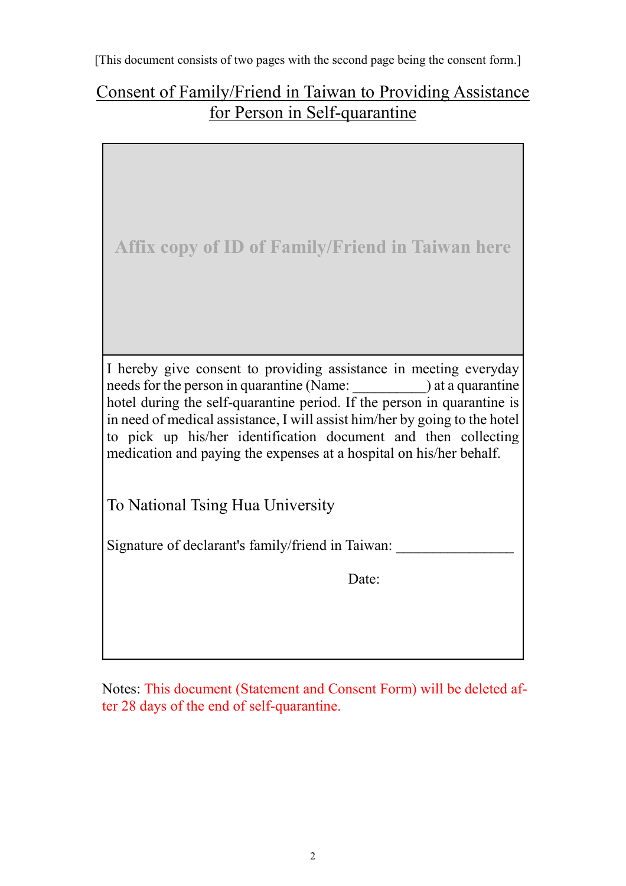[This document consists of two pages with the second page being the consent form.]

# Consent of Family/Friend in Taiwan to Providing Assistance for Person in Self-quarantine

Affix copy of ID of Family/Friend in Taiwan here

I hereby give consent to providing assistance in meeting everyday needs for the person in quarantine (Name: __________) at a quarantine hotel during the self-quarantine period. If the person in quarantine is in need of medical assistance, I will assist him/her by going to the hotel to pick up his/her identification document and then collecting medication and paying the expenses at a hospital on his/her behalf.

To National Tsing Hua University

Signature of declarant's family/friend in Taiwan: _______________

Date:

Notes: This document (Statement and Consent Form) will be deleted after 28 days of the end of self-quarantine.